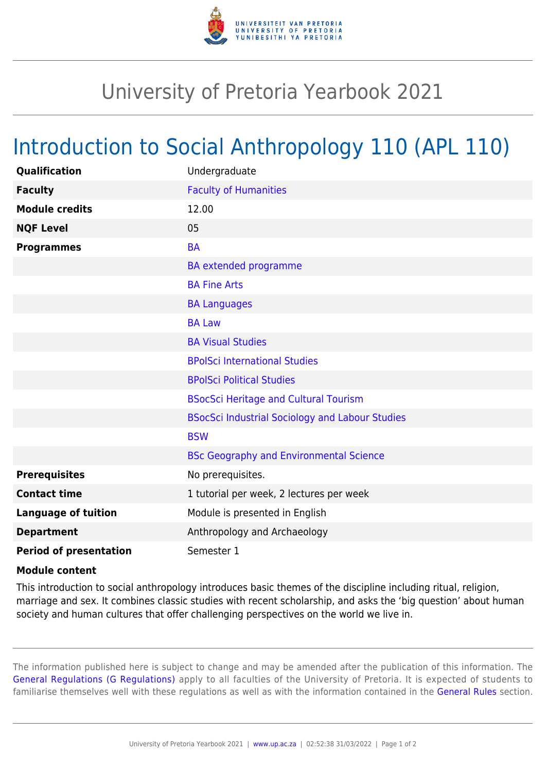# University of Pretoria Yearbook 2021

## Introduction to Social Anthropology 110 (APL 110)

| | |
|---|---|
| **Qualification** | Undergraduate |
| **Faculty** | Faculty of Humanities |
| **Module credits** | 12.00 |
| **NQF Level** | 05 |
| **Programmes** | BA |
| | BA extended programme |
| | BA Fine Arts |
| | BA Languages |
| | BA Law |
| | BA Visual Studies |
| | BPolSci International Studies |
| | BPolSci Political Studies |
| | BSocSci Heritage and Cultural Tourism |
| | BSocSci Industrial Sociology and Labour Studies |
| | BSW |
| | BSc Geography and Environmental Science |
| **Prerequisites** | No prerequisites. |
| **Contact time** | 1 tutorial per week, 2 lectures per week |
| **Language of tuition** | Module is presented in English |
| **Department** | Anthropology and Archaeology |
| **Period of presentation** | Semester 1 |

**Module content**

This introduction to social anthropology introduces basic themes of the discipline including ritual, religion, marriage and sex. It combines classic studies with recent scholarship, and asks the 'big question' about human society and human cultures that offer challenging perspectives on the world we live in.

The information published here is subject to change and may be amended after the publication of this information. The General Regulations (G Regulations) apply to all faculties of the University of Pretoria. It is expected of students to familiarise themselves well with these regulations as well as with the information contained in the General Rules section.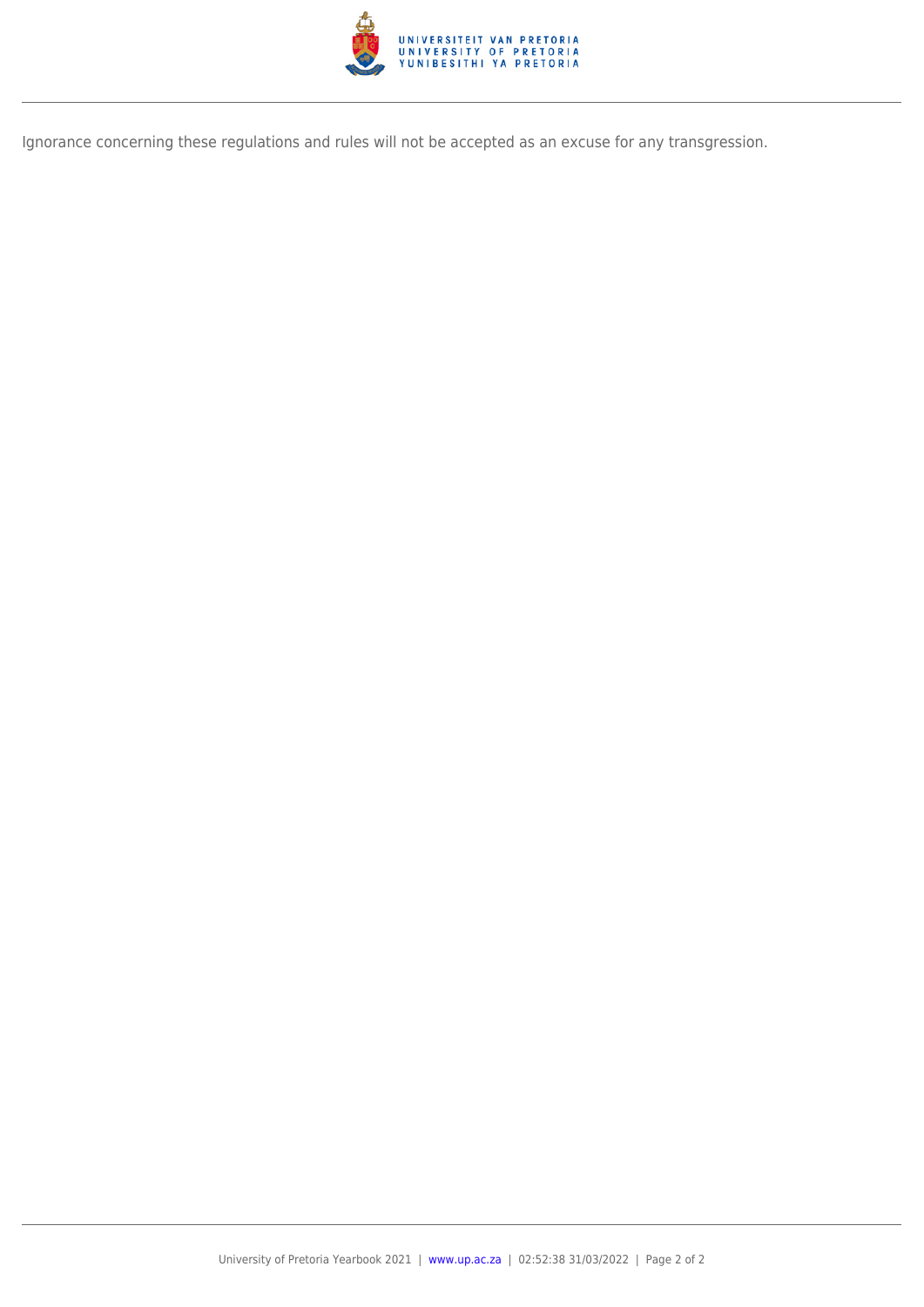Ignorance concerning these regulations and rules will not be accepted as an excuse for any transgression.